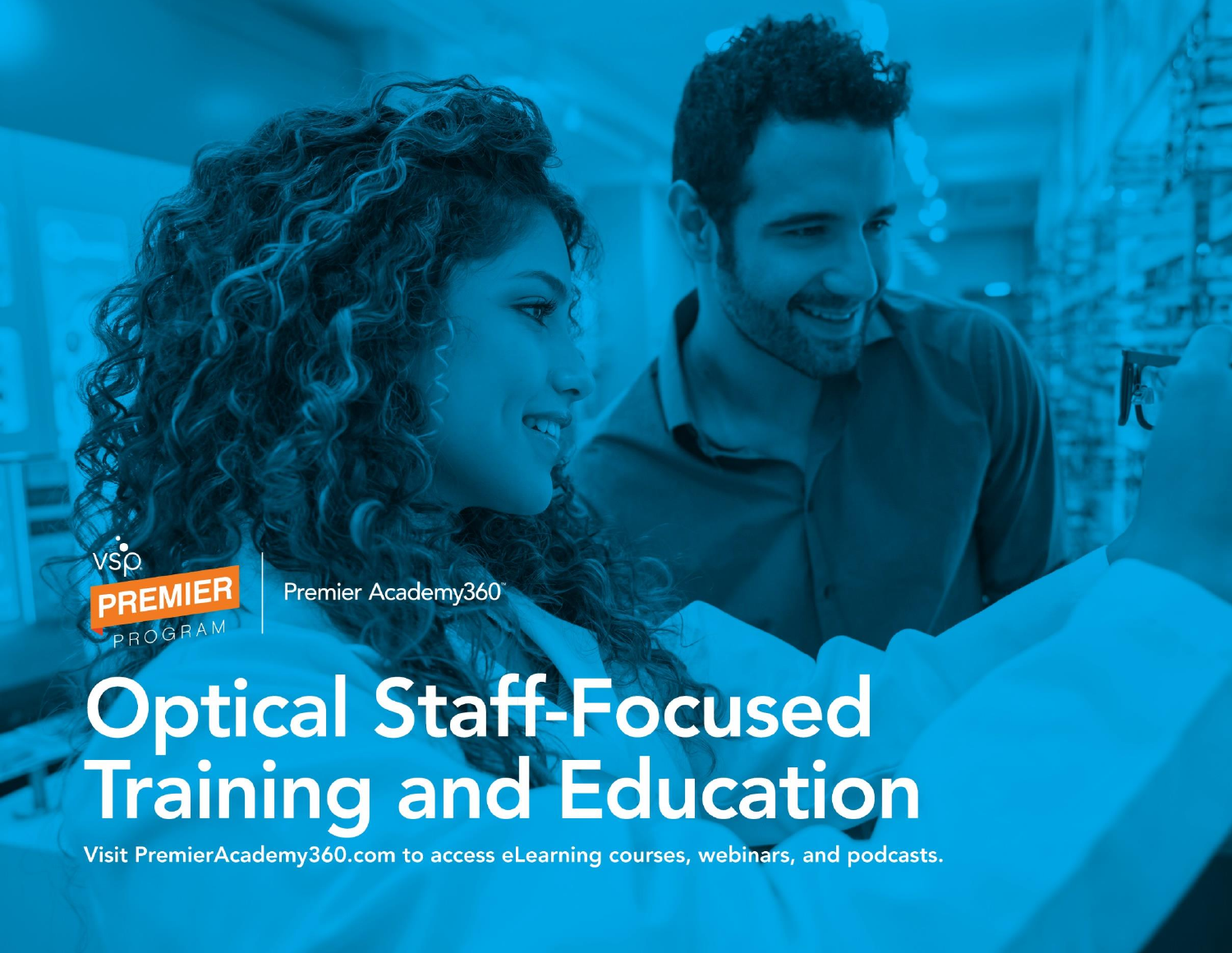VSP PREMIER PROGRAM | Premier Academy360™

# Optical Staff-Focused Training and Education

**Visit PremierAcademy360.com to access eLearning courses, webinars, and podcasts.**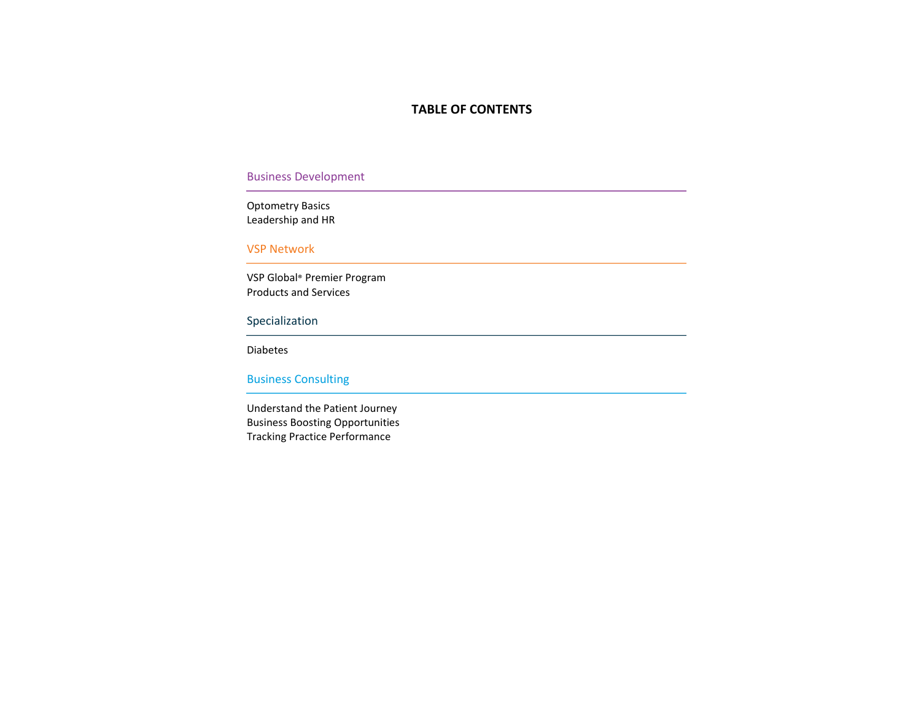# TABLE OF CONTENTS

## Business Development

Optometry Basics
Leadership and HR

## VSP Network

VSP Global® Premier Program
Products and Services

## Specialization

Diabetes

## Business Consulting

Understand the Patient Journey
Business Boosting Opportunities
Tracking Practice Performance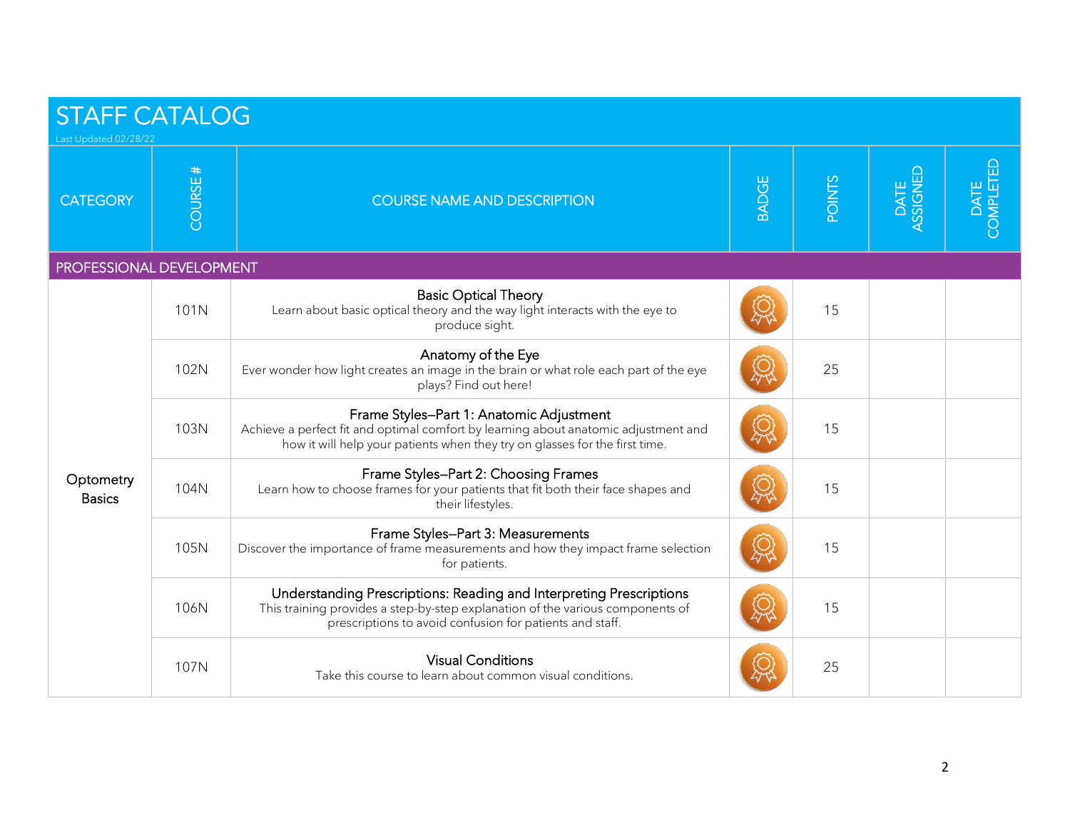# STAFF CATALOG

Last Updated 02/28/22

| CATEGORY | COURSE # | COURSE NAME AND DESCRIPTION | BADGE | POINTS | DATE ASSIGNED | DATE COMPLETED |
|---|---|---|---|---|---|---|
| **PROFESSIONAL DEVELOPMENT** | | | | | | |
| Optometry Basics | 101N | **Basic Optical Theory**<br>Learn about basic optical theory and the way light interacts with the eye to produce sight. | | 15 | | |
| | 102N | **Anatomy of the Eye**<br>Ever wonder how light creates an image in the brain or what role each part of the eye plays? Find out here! | | 25 | | |
| | 103N | **Frame Styles–Part 1: Anatomic Adjustment**<br>Achieve a perfect fit and optimal comfort by learning about anatomic adjustment and how it will help your patients when they try on glasses for the first time. | | 15 | | |
| | 104N | **Frame Styles–Part 2: Choosing Frames**<br>Learn how to choose frames for your patients that fit both their face shapes and their lifestyles. | | 15 | | |
| | 105N | **Frame Styles–Part 3: Measurements**<br>Discover the importance of frame measurements and how they impact frame selection for patients. | | 15 | | |
| | 106N | **Understanding Prescriptions: Reading and Interpreting Prescriptions**<br>This training provides a step-by-step explanation of the various components of prescriptions to avoid confusion for patients and staff. | | 15 | | |
| | 107N | **Visual Conditions**<br>Take this course to learn about common visual conditions. | | 25 | | |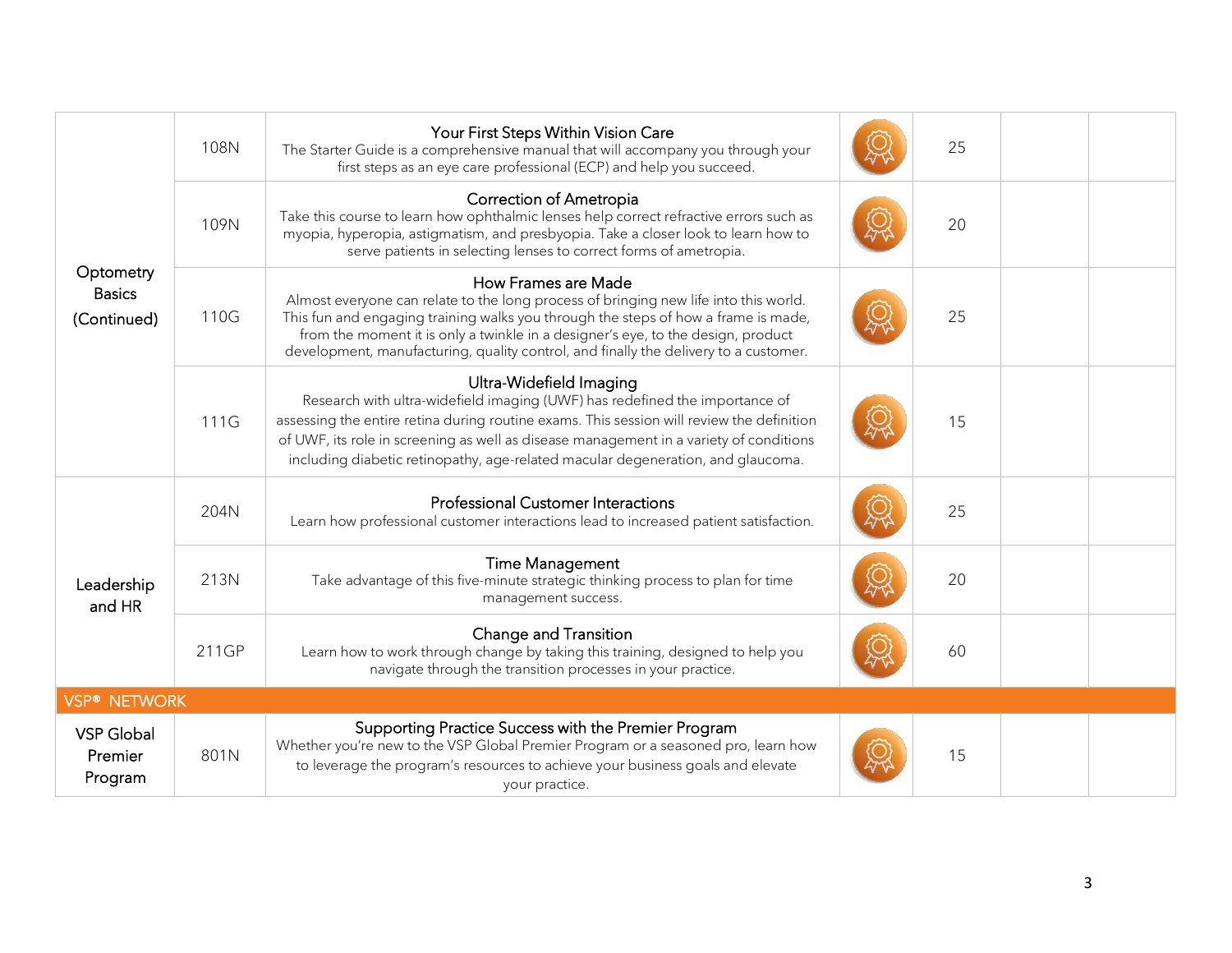| | | | | | | |
|---|---|---|---|---|---|---|
| Optometry Basics (Continued) | 108N | **Your First Steps Within Vision Care**<br>The Starter Guide is a comprehensive manual that will accompany you through your first steps as an eye care professional (ECP) and help you succeed. | | 25 | | |
| | 109N | **Correction of Ametropia**<br>Take this course to learn how ophthalmic lenses help correct refractive errors such as myopia, hyperopia, astigmatism, and presbyopia. Take a closer look to learn how to serve patients in selecting lenses to correct forms of ametropia. | | 20 | | |
| | 110G | **How Frames are Made**<br>Almost everyone can relate to the long process of bringing new life into this world. This fun and engaging training walks you through the steps of how a frame is made, from the moment it is only a twinkle in a designer's eye, to the design, product development, manufacturing, quality control, and finally the delivery to a customer. | | 25 | | |
| | 111G | **Ultra-Widefield Imaging**<br>Research with ultra-widefield imaging (UWF) has redefined the importance of assessing the entire retina during routine exams. This session will review the definition of UWF, its role in screening as well as disease management in a variety of conditions including diabetic retinopathy, age-related macular degeneration, and glaucoma. | | 15 | | |
| Leadership and HR | 204N | **Professional Customer Interactions**<br>Learn how professional customer interactions lead to increased patient satisfaction. | | 25 | | |
| | 213N | **Time Management**<br>Take advantage of this five-minute strategic thinking process to plan for time management success. | | 20 | | |
| | 211GP | **Change and Transition**<br>Learn how to work through change by taking this training, designed to help you navigate through the transition processes in your practice. | | 60 | | |
| **VSP® NETWORK** | | | | | | |
| VSP Global Premier Program | 801N | **Supporting Practice Success with the Premier Program**<br>Whether you're new to the VSP Global Premier Program or a seasoned pro, learn how to leverage the program's resources to achieve your business goals and elevate your practice. | | 15 | | |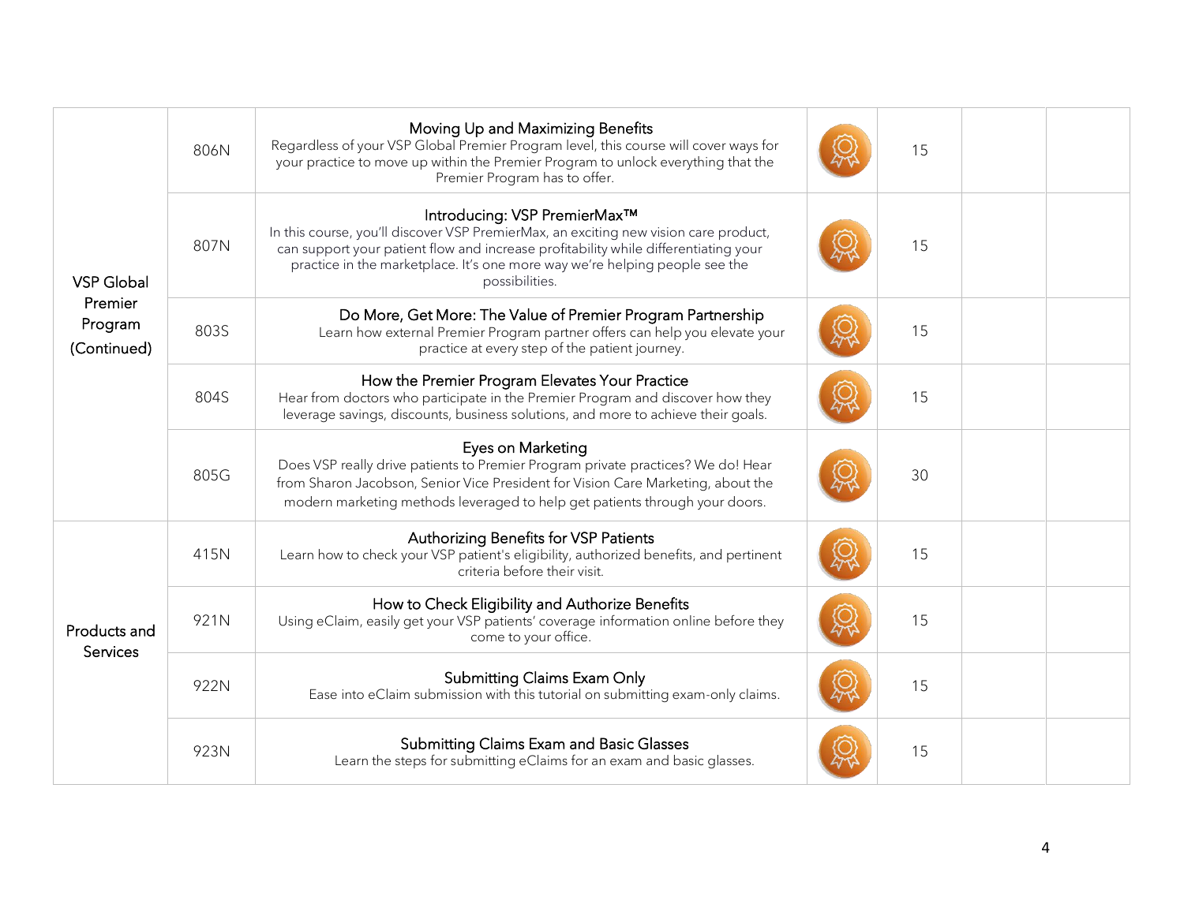| | | | | | | |
|---|---|---|---|---|---|---|
| VSP Global Premier Program (Continued) | 806N | **Moving Up and Maximizing Benefits**<br>Regardless of your VSP Global Premier Program level, this course will cover ways for your practice to move up within the Premier Program to unlock everything that the Premier Program has to offer. | | 15 | | |
| | 807N | **Introducing: VSP PremierMax™**<br>In this course, you'll discover VSP PremierMax, an exciting new vision care product, can support your patient flow and increase profitability while differentiating your practice in the marketplace. It's one more way we're helping people see the possibilities. | | 15 | | |
| | 803S | **Do More, Get More: The Value of Premier Program Partnership**<br>Learn how external Premier Program partner offers can help you elevate your practice at every step of the patient journey. | | 15 | | |
| | 804S | **How the Premier Program Elevates Your Practice**<br>Hear from doctors who participate in the Premier Program and discover how they leverage savings, discounts, business solutions, and more to achieve their goals. | | 15 | | |
| | 805G | **Eyes on Marketing**<br>Does VSP really drive patients to Premier Program private practices? We do! Hear from Sharon Jacobson, Senior Vice President for Vision Care Marketing, about the modern marketing methods leveraged to help get patients through your doors. | | 30 | | |
| Products and Services | 415N | **Authorizing Benefits for VSP Patients**<br>Learn how to check your VSP patient's eligibility, authorized benefits, and pertinent criteria before their visit. | | 15 | | |
| | 921N | **How to Check Eligibility and Authorize Benefits**<br>Using eClaim, easily get your VSP patients' coverage information online before they come to your office. | | 15 | | |
| | 922N | **Submitting Claims Exam Only**<br>Ease into eClaim submission with this tutorial on submitting exam-only claims. | | 15 | | |
| | 923N | **Submitting Claims Exam and Basic Glasses**<br>Learn the steps for submitting eClaims for an exam and basic glasses. | | 15 | | |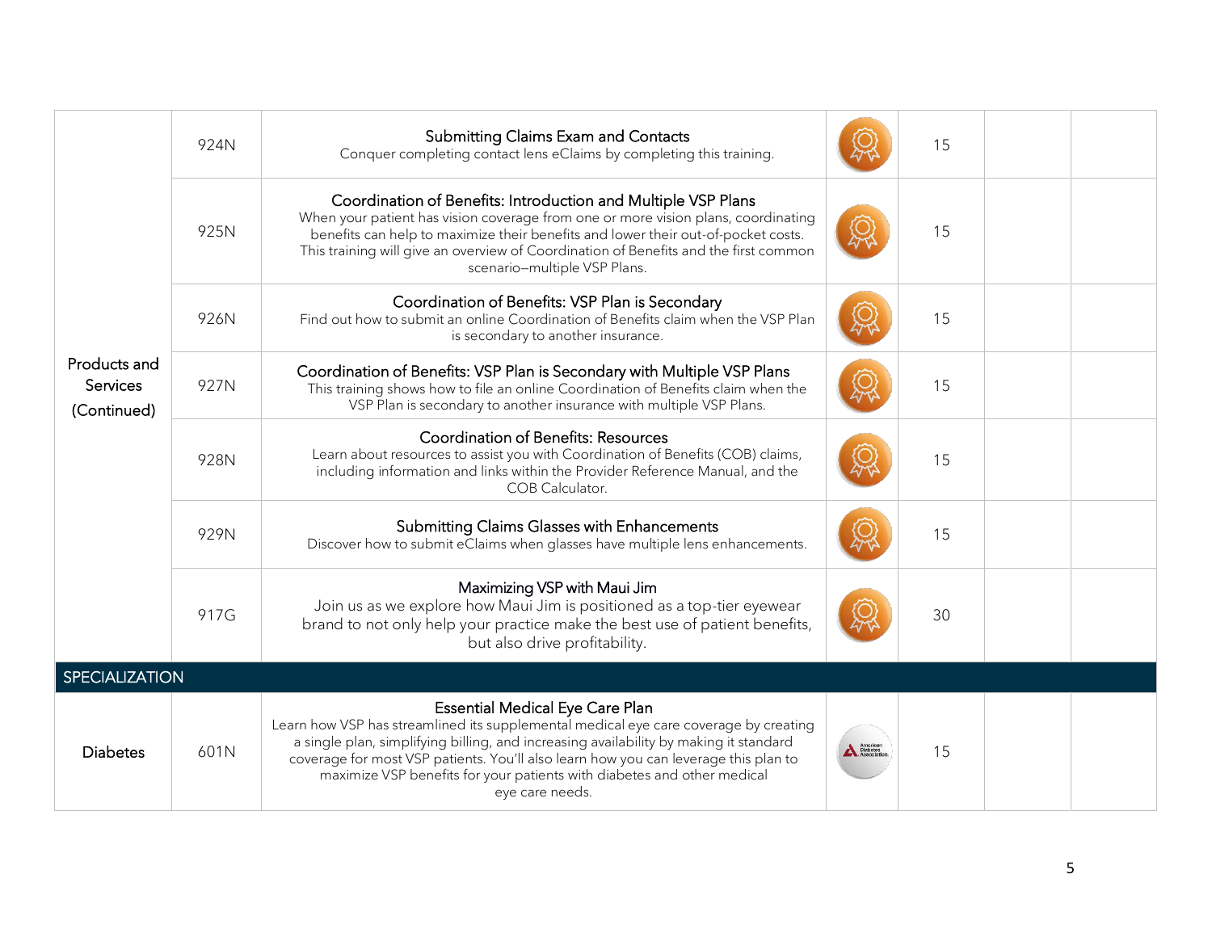| | | | | | | |
|---|---|---|---|---|---|---|
| Products and Services (Continued) | 924N | **Submitting Claims Exam and Contacts**<br>Conquer completing contact lens eClaims by completing this training. | | 15 | | |
| | 925N | **Coordination of Benefits: Introduction and Multiple VSP Plans**<br>When your patient has vision coverage from one or more vision plans, coordinating benefits can help to maximize their benefits and lower their out-of-pocket costs. This training will give an overview of Coordination of Benefits and the first common scenario—multiple VSP Plans. | | 15 | | |
| | 926N | **Coordination of Benefits: VSP Plan is Secondary**<br>Find out how to submit an online Coordination of Benefits claim when the VSP Plan is secondary to another insurance. | | 15 | | |
| | 927N | **Coordination of Benefits: VSP Plan is Secondary with Multiple VSP Plans**<br>This training shows how to file an online Coordination of Benefits claim when the VSP Plan is secondary to another insurance with multiple VSP Plans. | | 15 | | |
| | 928N | **Coordination of Benefits: Resources**<br>Learn about resources to assist you with Coordination of Benefits (COB) claims, including information and links within the Provider Reference Manual, and the COB Calculator. | | 15 | | |
| | 929N | **Submitting Claims Glasses with Enhancements**<br>Discover how to submit eClaims when glasses have multiple lens enhancements. | | 15 | | |
| | 917G | **Maximizing VSP with Maui Jim**<br>Join us as we explore how Maui Jim is positioned as a top-tier eyewear brand to not only help your practice make the best use of patient benefits, but also drive profitability. | | 30 | | |
| **SPECIALIZATION** | | | | | | |
| Diabetes | 601N | **Essential Medical Eye Care Plan**<br>Learn how VSP has streamlined its supplemental medical eye care coverage by creating a single plan, simplifying billing, and increasing availability by making it standard coverage for most VSP patients. You'll also learn how you can leverage this plan to maximize VSP benefits for your patients with diabetes and other medical eye care needs. | American Diabetes Association | 15 | | |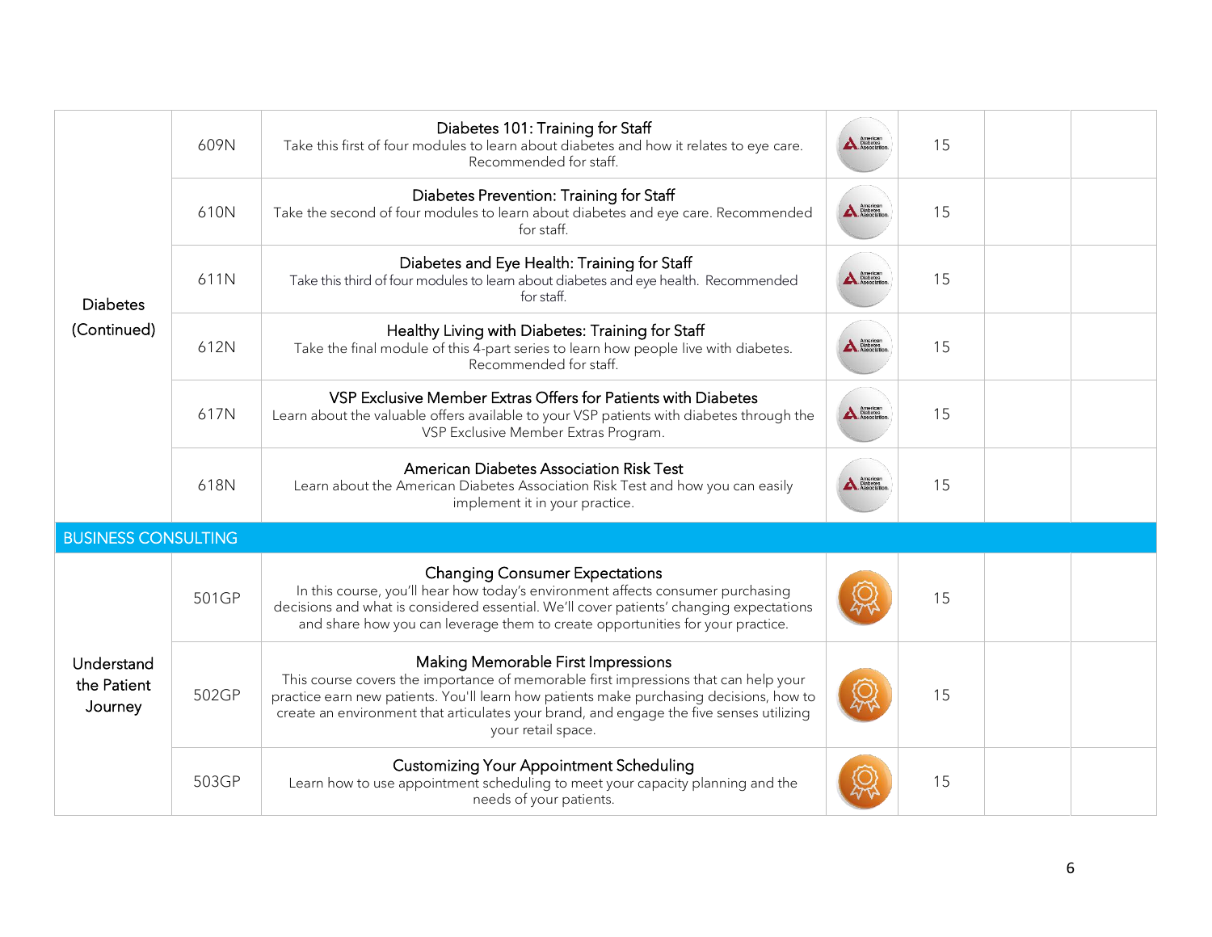| | | | | | | |
|---|---|---|---|---|---|---|
| Diabetes (Continued) | 609N | Diabetes 101: Training for Staff<br>Take this first of four modules to learn about diabetes and how it relates to eye care. Recommended for staff. | American Diabetes Association. | 15 | | |
| | 610N | Diabetes Prevention: Training for Staff<br>Take the second of four modules to learn about diabetes and eye care. Recommended for staff. | American Diabetes Association. | 15 | | |
| | 611N | Diabetes and Eye Health: Training for Staff<br>Take this third of four modules to learn about diabetes and eye health. Recommended for staff. | American Diabetes Association. | 15 | | |
| | 612N | Healthy Living with Diabetes: Training for Staff<br>Take the final module of this 4-part series to learn how people live with diabetes. Recommended for staff. | American Diabetes Association. | 15 | | |
| | 617N | VSP Exclusive Member Extras Offers for Patients with Diabetes<br>Learn about the valuable offers available to your VSP patients with diabetes through the VSP Exclusive Member Extras Program. | American Diabetes Association. | 15 | | |
| | 618N | American Diabetes Association Risk Test<br>Learn about the American Diabetes Association Risk Test and how you can easily implement it in your practice. | American Diabetes Association. | 15 | | |
| **BUSINESS CONSULTING** | | | | | | |
| Understand the Patient Journey | 501GP | Changing Consumer Expectations<br>In this course, you'll hear how today's environment affects consumer purchasing decisions and what is considered essential. We'll cover patients' changing expectations and share how you can leverage them to create opportunities for your practice. | | 15 | | |
| | 502GP | Making Memorable First Impressions<br>This course covers the importance of memorable first impressions that can help your practice earn new patients. You'll learn how patients make purchasing decisions, how to create an environment that articulates your brand, and engage the five senses utilizing your retail space. | | 15 | | |
| | 503GP | Customizing Your Appointment Scheduling<br>Learn how to use appointment scheduling to meet your capacity planning and the needs of your patients. | | 15 | | |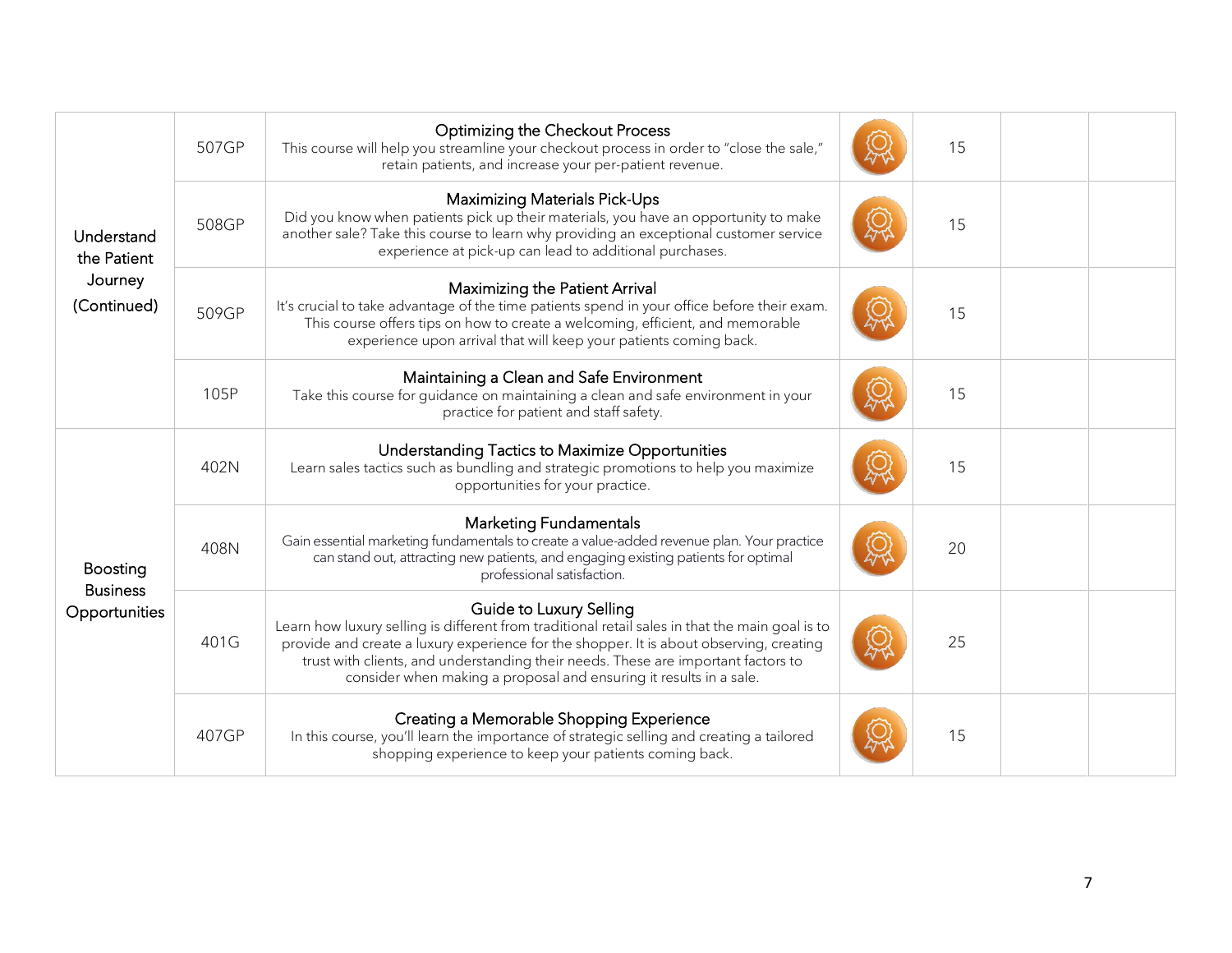| | | | | | | |
|---|---|---|---|---|---|---|
| Understand the Patient Journey (Continued) | 507GP | Optimizing the Checkout Process<br>This course will help you streamline your checkout process in order to "close the sale," retain patients, and increase your per-patient revenue. | | 15 | | |
| | 508GP | Maximizing Materials Pick-Ups<br>Did you know when patients pick up their materials, you have an opportunity to make another sale? Take this course to learn why providing an exceptional customer service experience at pick-up can lead to additional purchases. | | 15 | | |
| | 509GP | Maximizing the Patient Arrival<br>It's crucial to take advantage of the time patients spend in your office before their exam. This course offers tips on how to create a welcoming, efficient, and memorable experience upon arrival that will keep your patients coming back. | | 15 | | |
| | 105P | Maintaining a Clean and Safe Environment<br>Take this course for guidance on maintaining a clean and safe environment in your practice for patient and staff safety. | | 15 | | |
| Boosting Business Opportunities | 402N | Understanding Tactics to Maximize Opportunities<br>Learn sales tactics such as bundling and strategic promotions to help you maximize opportunities for your practice. | | 15 | | |
| | 408N | Marketing Fundamentals<br>Gain essential marketing fundamentals to create a value-added revenue plan. Your practice can stand out, attracting new patients, and engaging existing patients for optimal professional satisfaction. | | 20 | | |
| | 401G | Guide to Luxury Selling<br>Learn how luxury selling is different from traditional retail sales in that the main goal is to provide and create a luxury experience for the shopper. It is about observing, creating trust with clients, and understanding their needs. These are important factors to consider when making a proposal and ensuring it results in a sale. | | 25 | | |
| | 407GP | Creating a Memorable Shopping Experience<br>In this course, you'll learn the importance of strategic selling and creating a tailored shopping experience to keep your patients coming back. | | 15 | | |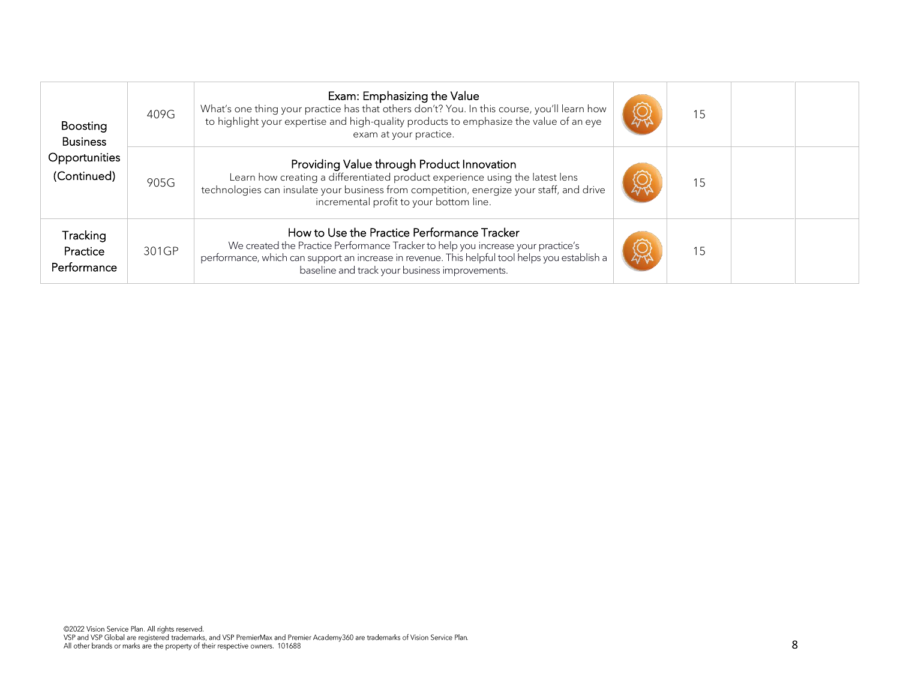| | | | | | | |
|---|---|---|---|---|---|---|
| Boosting Business Opportunities (Continued) | 409G | **Exam: Emphasizing the Value**<br>What's one thing your practice has that others don't? You. In this course, you'll learn how to highlight your expertise and high-quality products to emphasize the value of an eye exam at your practice. | | 15 | | |
| | 905G | **Providing Value through Product Innovation**<br>Learn how creating a differentiated product experience using the latest lens technologies can insulate your business from competition, energize your staff, and drive incremental profit to your bottom line. | | 15 | | |
| Tracking Practice Performance | 301GP | **How to Use the Practice Performance Tracker**<br>We created the Practice Performance Tracker to help you increase your practice's performance, which can support an increase in revenue. This helpful tool helps you establish a baseline and track your business improvements. | | 15 | | |

©2022 Vision Service Plan. All rights reserved.
VSP and VSP Global are registered trademarks, and VSP PremierMax and Premier Academy360 are trademarks of Vision Service Plan.
All other brands or marks are the property of their respective owners. 101688